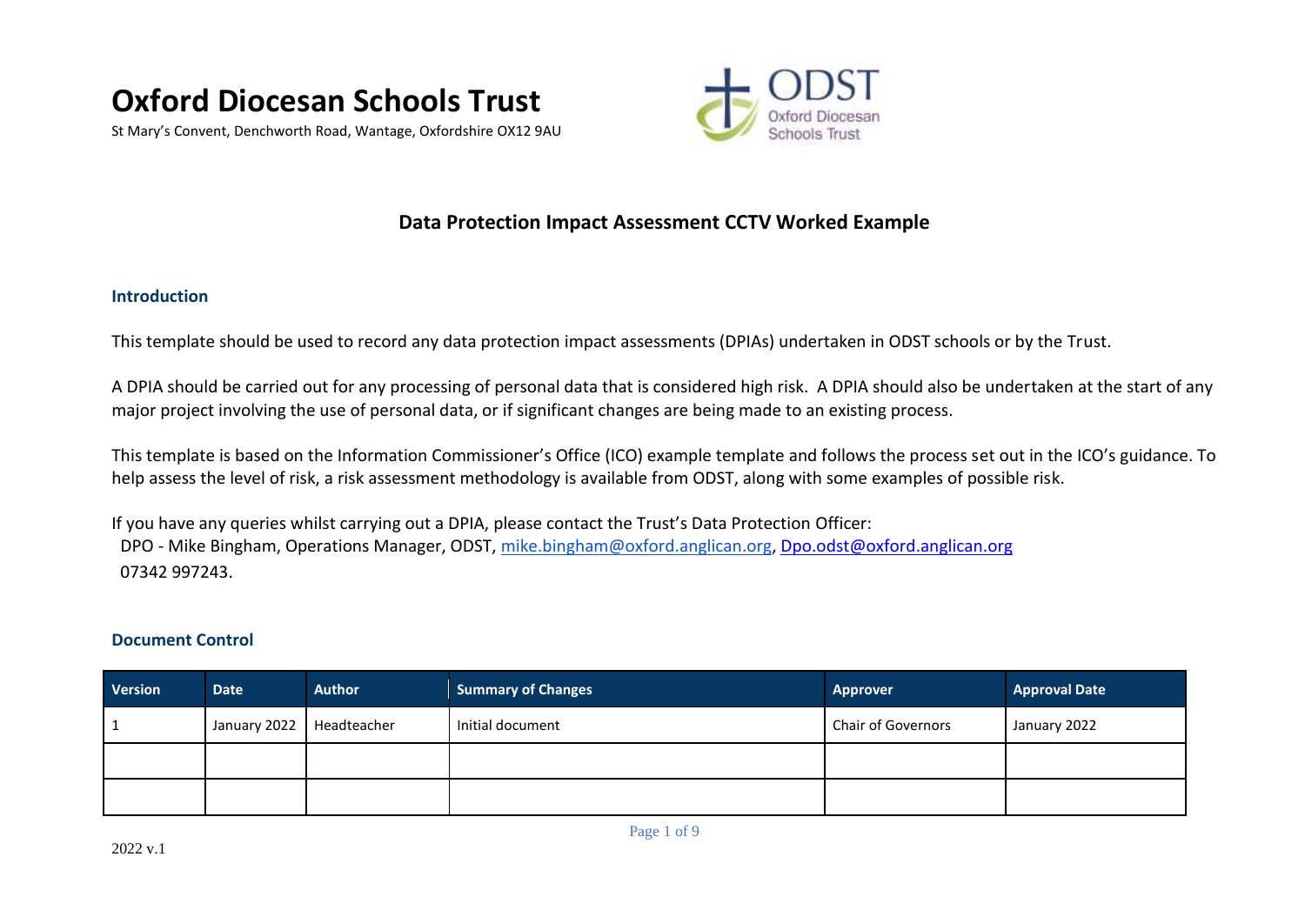# Oxford Diocesan Schools Trust

St Mary's Convent, Denchworth Road, Wantage, Oxfordshire OX12 9AU

## Data Protection Impact Assessment CCTV Worked Example

### Introduction

This template should be used to record any data protection impact assessments (DPIAs) undertaken in ODST schools or by the Trust.

A DPIA should be carried out for any processing of personal data that is considered high risk. A DPIA should also be undertaken at the start of any major project involving the use of personal data, or if significant changes are being made to an existing process.

This template is based on the Information Commissioner's Office (ICO) example template and follows the process set out in the ICO's guidance. To help assess the level of risk, a risk assessment methodology is available from ODST, along with some examples of possible risk.

If you have any queries whilst carrying out a DPIA, please contact the Trust's Data Protection Officer:
DPO - Mike Bingham, Operations Manager, ODST, mike.bingham@oxford.anglican.org, Dpo.odst@oxford.anglican.org
07342 997243.

### Document Control

| Version | Date | Author | Summary of Changes | Approver | Approval Date |
|---|---|---|---|---|---|
| 1 | January 2022 | Headteacher | Initial document | Chair of Governors | January 2022 |
| | | | | | |
| | | | | | |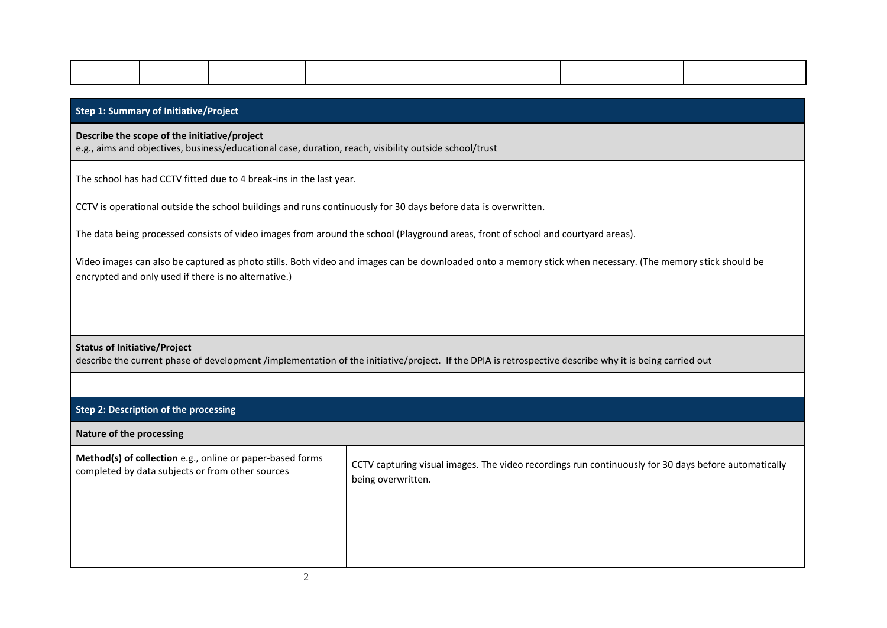| | | | | | |
|---|---|---|---|---|---|
| | | | | | |

## Step 1: Summary of Initiative/Project

**Describe the scope of the initiative/project**
e.g., aims and objectives, business/educational case, duration, reach, visibility outside school/trust

The school has had CCTV fitted due to 4 break-ins in the last year.

CCTV is operational outside the school buildings and runs continuously for 30 days before data is overwritten.

The data being processed consists of video images from around the school (Playground areas, front of school and courtyard areas).

Video images can also be captured as photo stills. Both video and images can be downloaded onto a memory stick when necessary. (The memory stick should be encrypted and only used if there is no alternative.)

**Status of Initiative/Project**
describe the current phase of development /implementation of the initiative/project. If the DPIA is retrospective describe why it is being carried out

## Step 2: Description of the processing

**Nature of the processing**

| | |
|---|---|
| **Method(s) of collection** e.g., online or paper-based forms completed by data subjects or from other sources | CCTV capturing visual images. The video recordings run continuously for 30 days before automatically being overwritten. |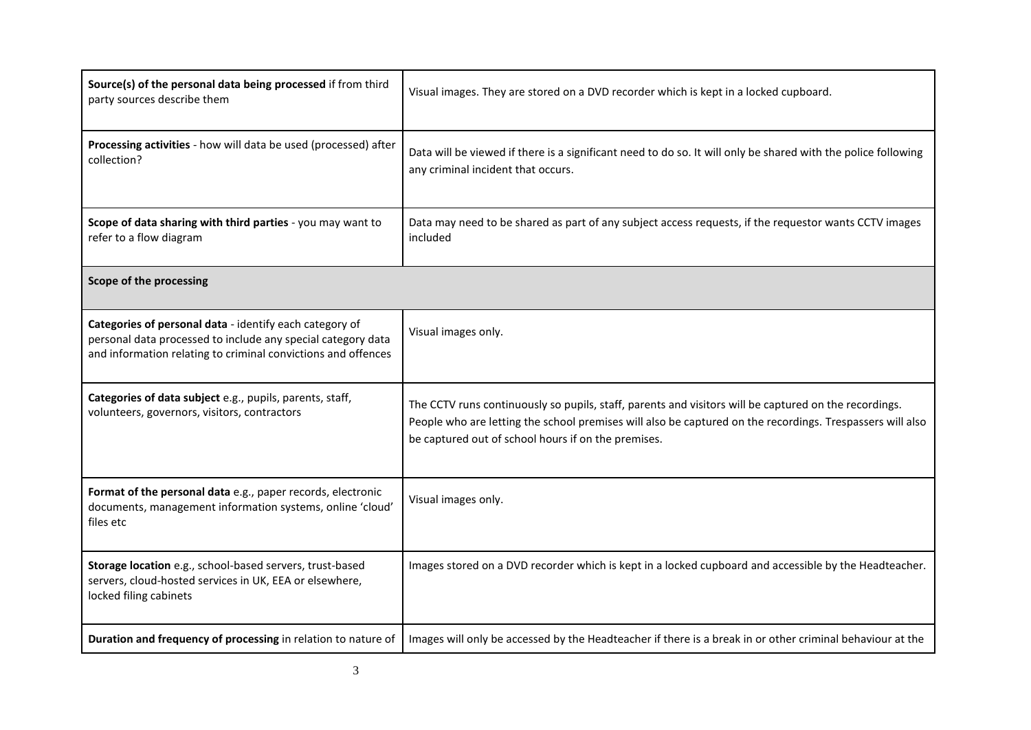| | |
|---|---|
| **Source(s) of the personal data being processed** if from third party sources describe them | Visual images. They are stored on a DVD recorder which is kept in a locked cupboard. |
| **Processing activities** - how will data be used (processed) after collection? | Data will be viewed if there is a significant need to do so. It will only be shared with the police following any criminal incident that occurs. |
| **Scope of data sharing with third parties** - you may want to refer to a flow diagram | Data may need to be shared as part of any subject access requests, if the requestor wants CCTV images included |
| **Scope of the processing** | |
| **Categories of personal data** - identify each category of personal data processed to include any special category data and information relating to criminal convictions and offences | Visual images only. |
| **Categories of data subject** e.g., pupils, parents, staff, volunteers, governors, visitors, contractors | The CCTV runs continuously so pupils, staff, parents and visitors will be captured on the recordings. People who are letting the school premises will also be captured on the recordings. Trespassers will also be captured out of school hours if on the premises. |
| **Format of the personal data** e.g., paper records, electronic documents, management information systems, online 'cloud' files etc | Visual images only. |
| **Storage location** e.g., school-based servers, trust-based servers, cloud-hosted services in UK, EEA or elsewhere, locked filing cabinets | Images stored on a DVD recorder which is kept in a locked cupboard and accessible by the Headteacher. |
| **Duration and frequency of processing** in relation to nature of | Images will only be accessed by the Headteacher if there is a break in or other criminal behaviour at the |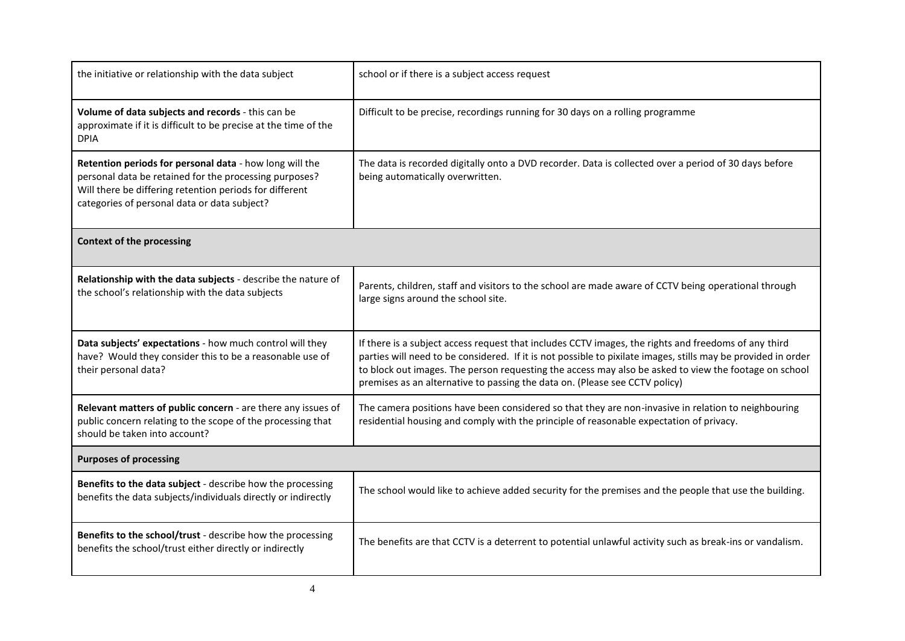| | |
|---|---|
| the initiative or relationship with the data subject | school or if there is a subject access request |
| **Volume of data subjects and records** - this can be approximate if it is difficult to be precise at the time of the DPIA | Difficult to be precise, recordings running for 30 days on a rolling programme |
| **Retention periods for personal data** - how long will the personal data be retained for the processing purposes? Will there be differing retention periods for different categories of personal data or data subject? | The data is recorded digitally onto a DVD recorder. Data is collected over a period of 30 days before being automatically overwritten. |
| **Context of the processing** | |
| **Relationship with the data subjects** - describe the nature of the school's relationship with the data subjects | Parents, children, staff and visitors to the school are made aware of CCTV being operational through large signs around the school site. |
| **Data subjects' expectations** - how much control will they have? Would they consider this to be a reasonable use of their personal data? | If there is a subject access request that includes CCTV images, the rights and freedoms of any third parties will need to be considered. If it is not possible to pixilate images, stills may be provided in order to block out images. The person requesting the access may also be asked to view the footage on school premises as an alternative to passing the data on. (Please see CCTV policy) |
| **Relevant matters of public concern** - are there any issues of public concern relating to the scope of the processing that should be taken into account? | The camera positions have been considered so that they are non-invasive in relation to neighbouring residential housing and comply with the principle of reasonable expectation of privacy. |
| **Purposes of processing** | |
| **Benefits to the data subject** - describe how the processing benefits the data subjects/individuals directly or indirectly | The school would like to achieve added security for the premises and the people that use the building. |
| **Benefits to the school/trust** - describe how the processing benefits the school/trust either directly or indirectly | The benefits are that CCTV is a deterrent to potential unlawful activity such as break-ins or vandalism. |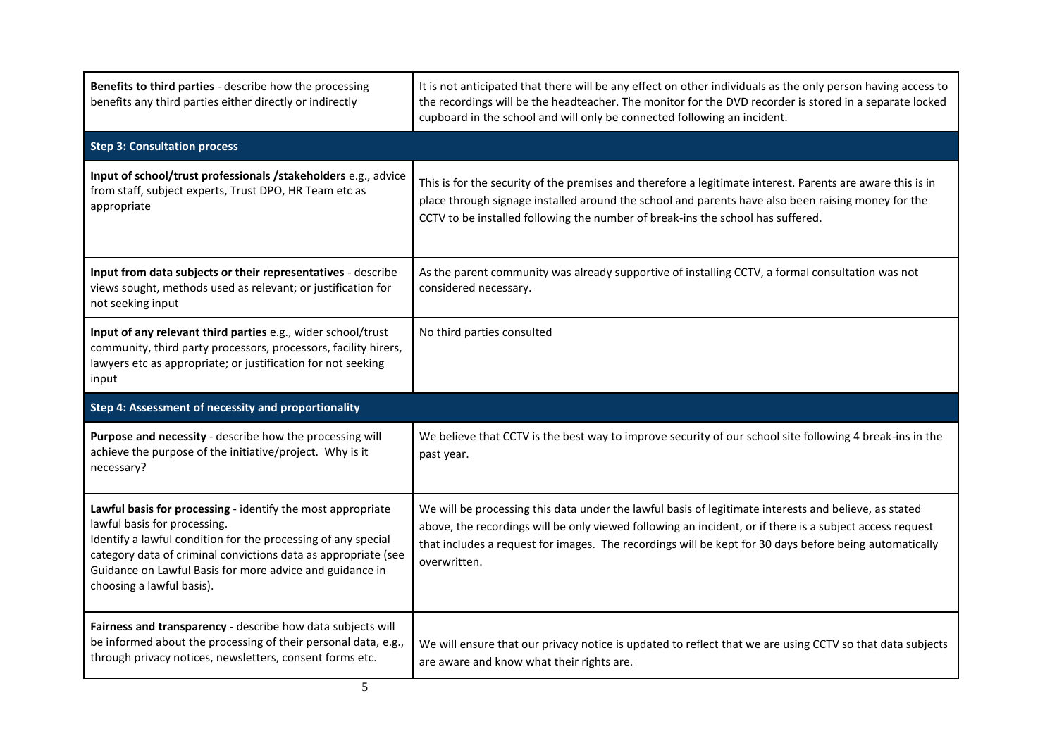| **Benefits to third parties** - describe how the processing benefits any third parties either directly or indirectly | It is not anticipated that there will be any effect on other individuals as the only person having access to the recordings will be the headteacher. The monitor for the DVD recorder is stored in a separate locked cupboard in the school and will only be connected following an incident. |
|---|---|
| **Step 3: Consultation process** | |
| **Input of school/trust professionals /stakeholders** e.g., advice from staff, subject experts, Trust DPO, HR Team etc as appropriate | This is for the security of the premises and therefore a legitimate interest. Parents are aware this is in place through signage installed around the school and parents have also been raising money for the CCTV to be installed following the number of break-ins the school has suffered. |
| **Input from data subjects or their representatives** - describe views sought, methods used as relevant; or justification for not seeking input | As the parent community was already supportive of installing CCTV, a formal consultation was not considered necessary. |
| **Input of any relevant third parties** e.g., wider school/trust community, third party processors, processors, facility hirers, lawyers etc as appropriate; or justification for not seeking input | No third parties consulted |
| **Step 4: Assessment of necessity and proportionality** | |
| **Purpose and necessity** - describe how the processing will achieve the purpose of the initiative/project. Why is it necessary? | We believe that CCTV is the best way to improve security of our school site following 4 break-ins in the past year. |
| **Lawful basis for processing** - identify the most appropriate lawful basis for processing. Identify a lawful condition for the processing of any special category data of criminal convictions data as appropriate (see Guidance on Lawful Basis for more advice and guidance in choosing a lawful basis). | We will be processing this data under the lawful basis of legitimate interests and believe, as stated above, the recordings will be only viewed following an incident, or if there is a subject access request that includes a request for images. The recordings will be kept for 30 days before being automatically overwritten. |
| **Fairness and transparency** - describe how data subjects will be informed about the processing of their personal data, e.g., through privacy notices, newsletters, consent forms etc. | We will ensure that our privacy notice is updated to reflect that we are using CCTV so that data subjects are aware and know what their rights are. |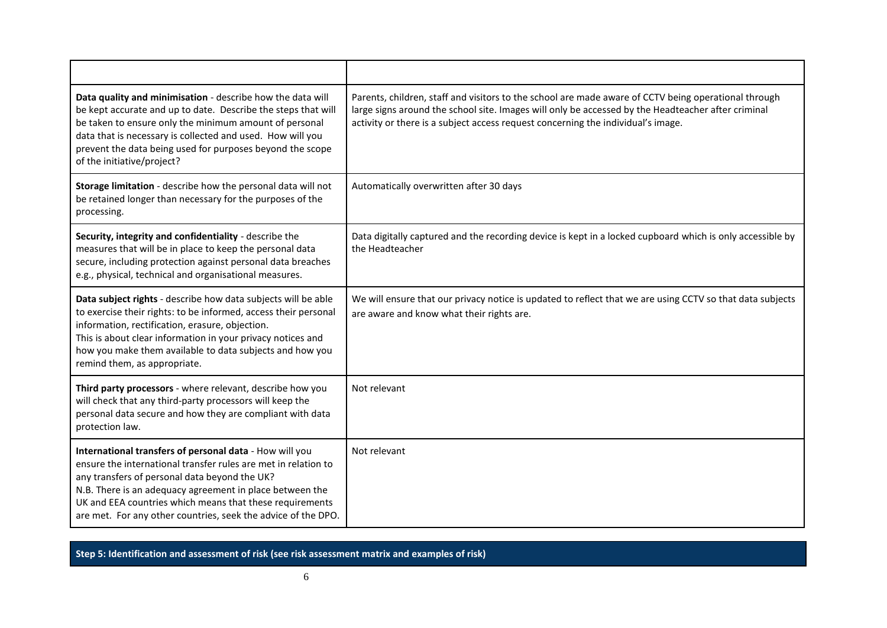| | |
|---|---|
| **Data quality and minimisation** - describe how the data will be kept accurate and up to date. Describe the steps that will be taken to ensure only the minimum amount of personal data that is necessary is collected and used. How will you prevent the data being used for purposes beyond the scope of the initiative/project? | Parents, children, staff and visitors to the school are made aware of CCTV being operational through large signs around the school site. Images will only be accessed by the Headteacher after criminal activity or there is a subject access request concerning the individual's image. |
| **Storage limitation** - describe how the personal data will not be retained longer than necessary for the purposes of the processing. | Automatically overwritten after 30 days |
| **Security, integrity and confidentiality** - describe the measures that will be in place to keep the personal data secure, including protection against personal data breaches e.g., physical, technical and organisational measures. | Data digitally captured and the recording device is kept in a locked cupboard which is only accessible by the Headteacher |
| **Data subject rights** - describe how data subjects will be able to exercise their rights: to be informed, access their personal information, rectification, erasure, objection.<br>This is about clear information in your privacy notices and how you make them available to data subjects and how you remind them, as appropriate. | We will ensure that our privacy notice is updated to reflect that we are using CCTV so that data subjects are aware and know what their rights are. |
| **Third party processors** - where relevant, describe how you will check that any third-party processors will keep the personal data secure and how they are compliant with data protection law. | Not relevant |
| **International transfers of personal data** - How will you ensure the international transfer rules are met in relation to any transfers of personal data beyond the UK?<br>N.B. There is an adequacy agreement in place between the UK and EEA countries which means that these requirements are met. For any other countries, seek the advice of the DPO. | Not relevant |

**Step 5: Identification and assessment of risk (see risk assessment matrix and examples of risk)**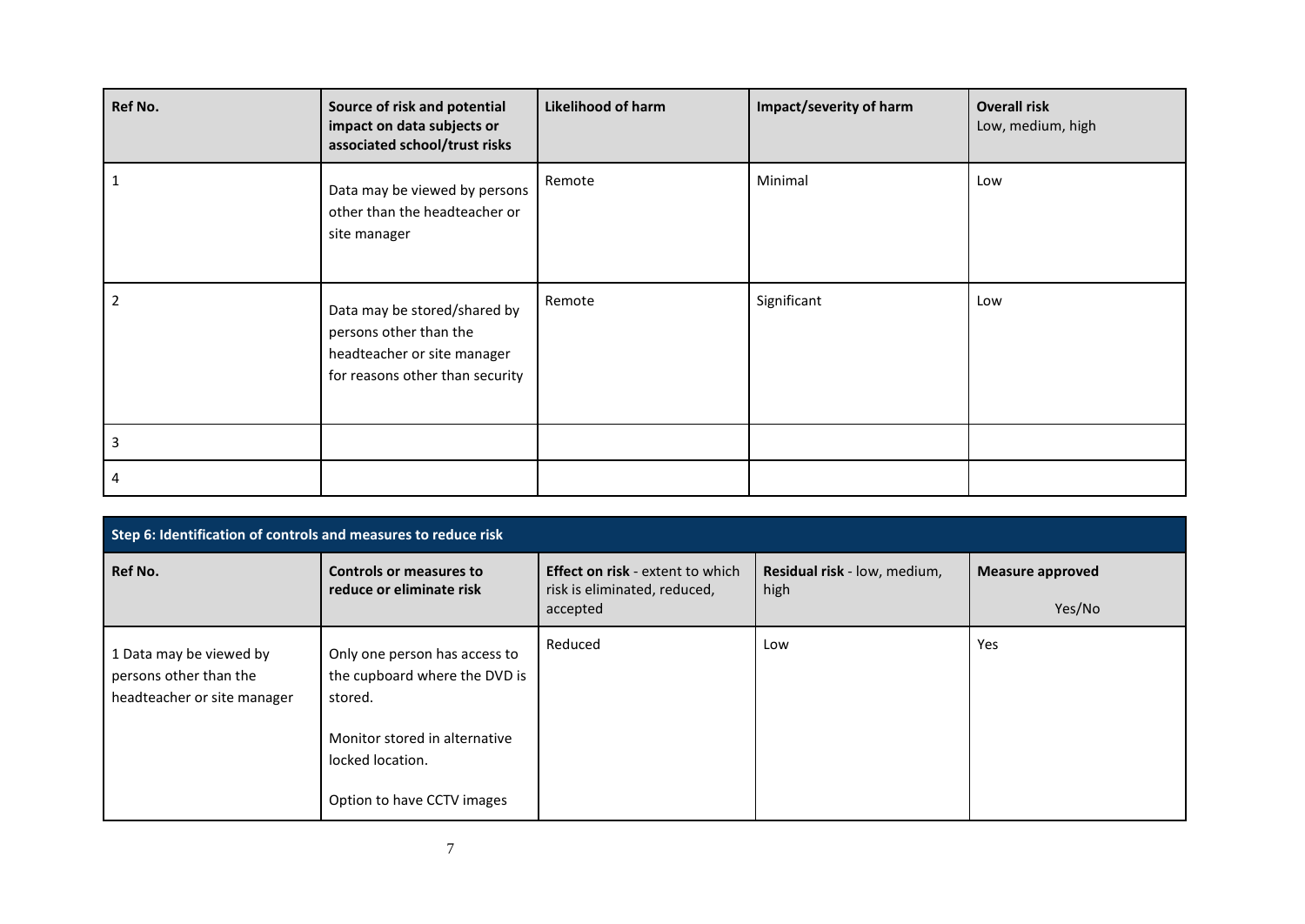| Ref No. | Source of risk and potential impact on data subjects or associated school/trust risks | Likelihood of harm | Impact/severity of harm | Overall risk Low, medium, high |
|---|---|---|---|---|
| 1 | Data may be viewed by persons other than the headteacher or site manager | Remote | Minimal | Low |
| 2 | Data may be stored/shared by persons other than the headteacher or site manager for reasons other than security | Remote | Significant | Low |
| 3 | | | | |
| 4 | | | | |

| Step 6: Identification of controls and measures to reduce risk | | | | |
|---|---|---|---|---|
| **Ref No.** | **Controls or measures to reduce or eliminate risk** | **Effect on risk** - extent to which risk is eliminated, reduced, accepted | **Residual risk** - low, medium, high | **Measure approved** Yes/No |
| 1 Data may be viewed by persons other than the headteacher or site manager | Only one person has access to the cupboard where the DVD is stored. Monitor stored in alternative locked location. Option to have CCTV images | Reduced | Low | Yes |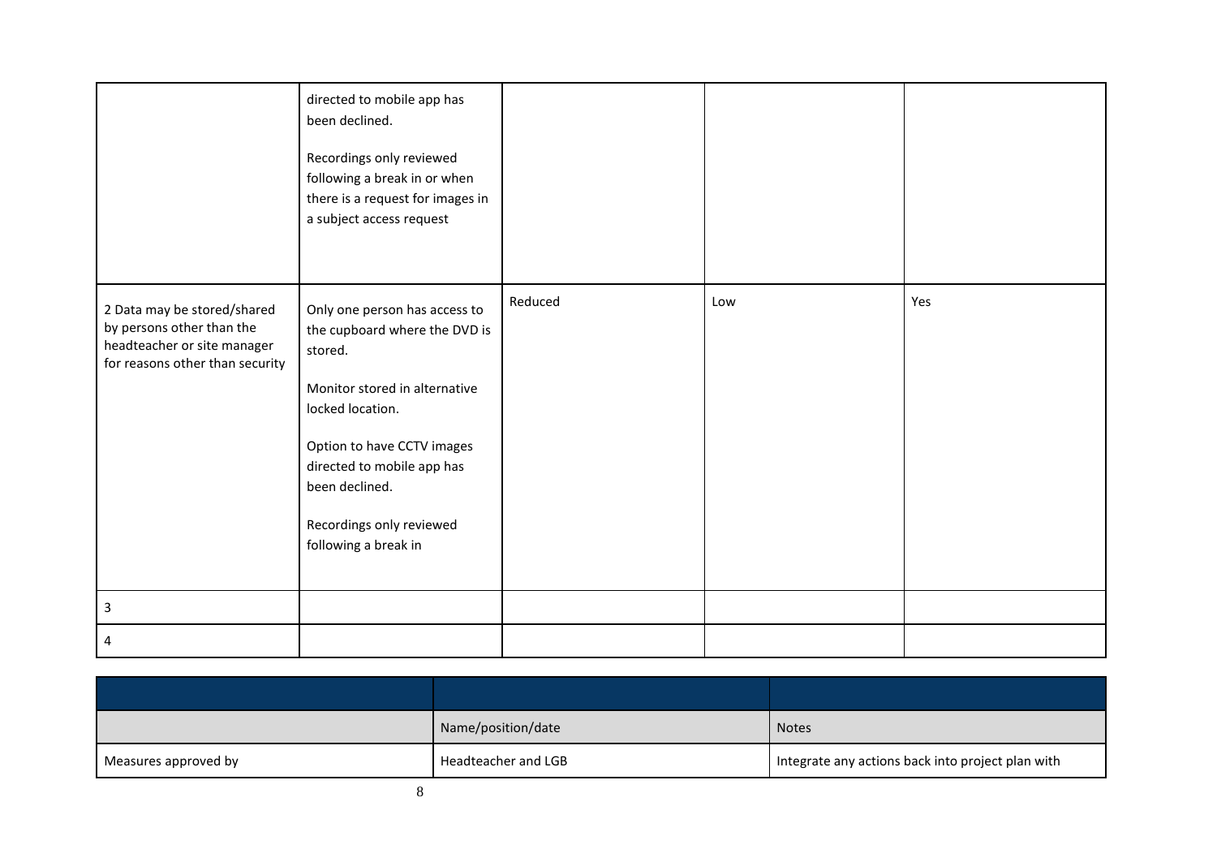| | | | | |
|---|---|---|---|---|
| | directed to mobile app has been declined.<br><br>Recordings only reviewed following a break in or when there is a request for images in a subject access request | | | |
| 2 Data may be stored/shared by persons other than the headteacher or site manager for reasons other than security | Only one person has access to the cupboard where the DVD is stored.<br><br>Monitor stored in alternative locked location.<br><br>Option to have CCTV images directed to mobile app has been declined.<br><br>Recordings only reviewed following a break in | Reduced | Low | Yes |
| 3 | | | | |
| 4 | | | | |

| | | |
|---|---|---|
| | Name/position/date | Notes |
| Measures approved by | Headteacher and LGB | Integrate any actions back into project plan with |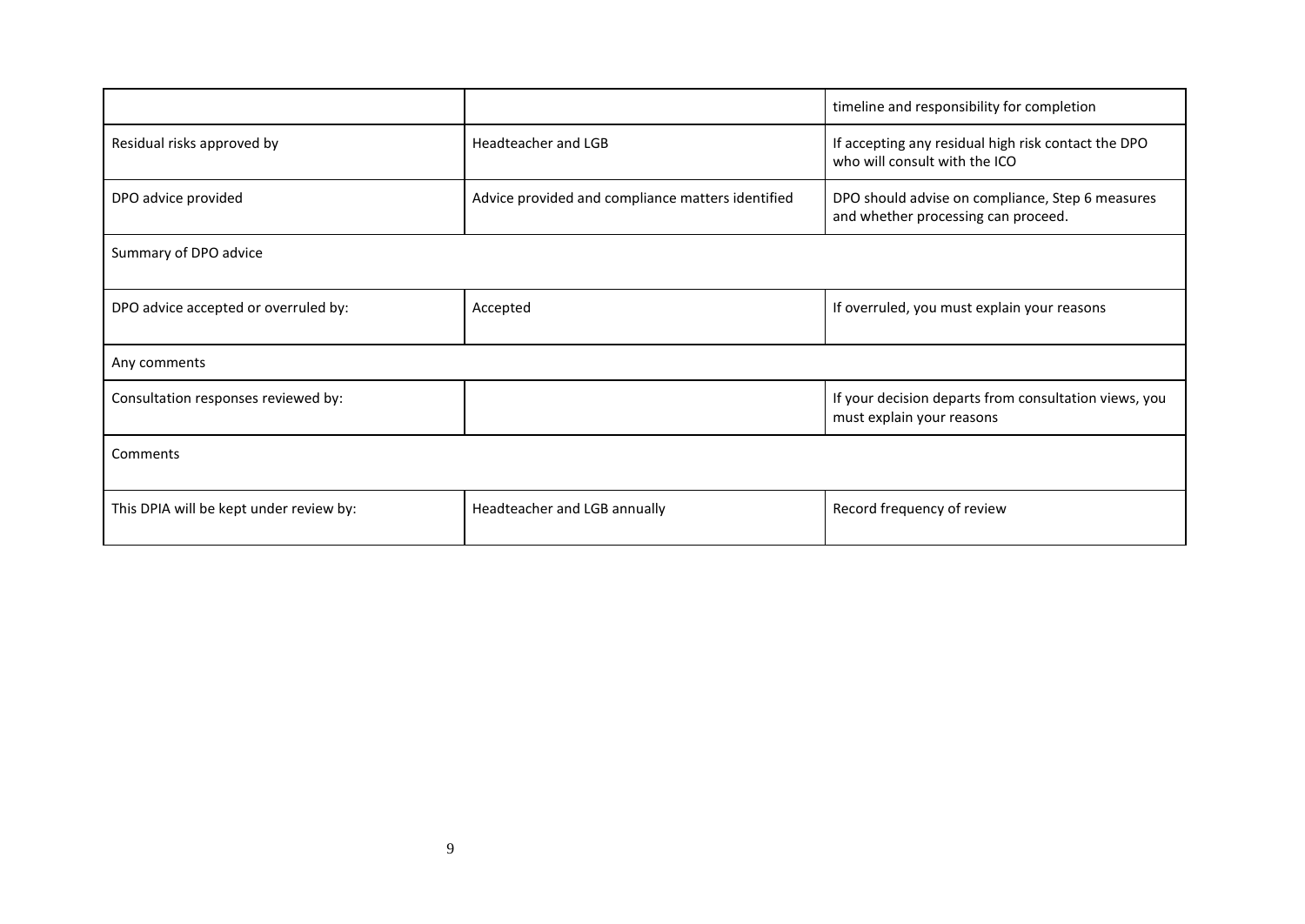| | | |
|---|---|---|
| | | timeline and responsibility for completion |
| Residual risks approved by | Headteacher and LGB | If accepting any residual high risk contact the DPO who will consult with the ICO |
| DPO advice provided | Advice provided and compliance matters identified | DPO should advise on compliance, Step 6 measures and whether processing can proceed. |
| Summary of DPO advice | | |
| DPO advice accepted or overruled by: | Accepted | If overruled, you must explain your reasons |
| Any comments | | |
| Consultation responses reviewed by: | | If your decision departs from consultation views, you must explain your reasons |
| Comments | | |
| This DPIA will be kept under review by: | Headteacher and LGB annually | Record frequency of review |